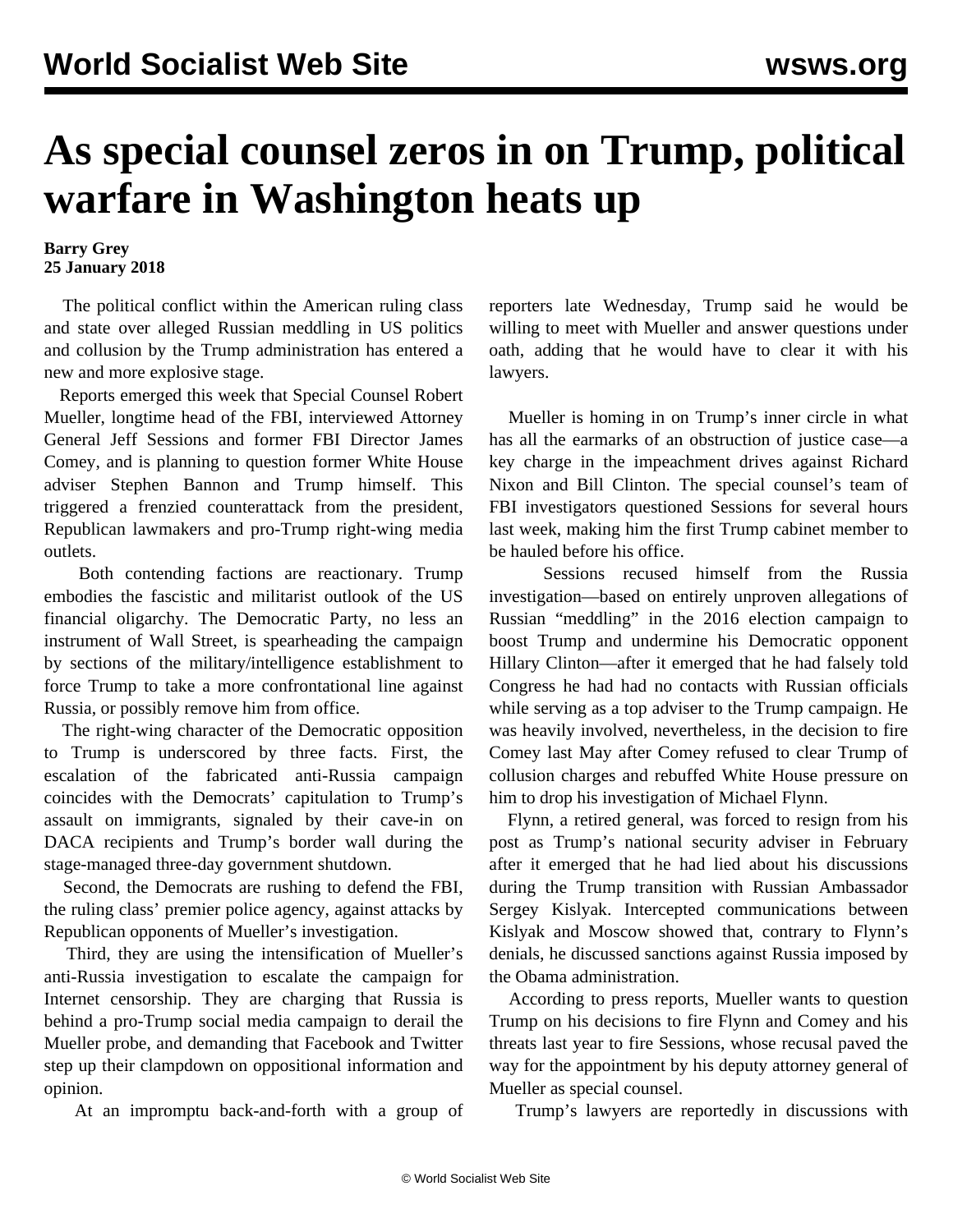# As special counsel zeros in on Trump, political warfare in Washington heats up

**Barry Grey**
**25 January 2018**

The political conflict within the American ruling class and state over alleged Russian meddling in US politics and collusion by the Trump administration has entered a new and more explosive stage.

Reports emerged this week that Special Counsel Robert Mueller, longtime head of the FBI, interviewed Attorney General Jeff Sessions and former FBI Director James Comey, and is planning to question former White House adviser Stephen Bannon and Trump himself. This triggered a frenzied counterattack from the president, Republican lawmakers and pro-Trump right-wing media outlets.

Both contending factions are reactionary. Trump embodies the fascistic and militarist outlook of the US financial oligarchy. The Democratic Party, no less an instrument of Wall Street, is spearheading the campaign by sections of the military/intelligence establishment to force Trump to take a more confrontational line against Russia, or possibly remove him from office.

The right-wing character of the Democratic opposition to Trump is underscored by three facts. First, the escalation of the fabricated anti-Russia campaign coincides with the Democrats' capitulation to Trump's assault on immigrants, signaled by their cave-in on DACA recipients and Trump's border wall during the stage-managed three-day government shutdown.

Second, the Democrats are rushing to defend the FBI, the ruling class' premier police agency, against attacks by Republican opponents of Mueller's investigation.

Third, they are using the intensification of Mueller's anti-Russia investigation to escalate the campaign for Internet censorship. They are charging that Russia is behind a pro-Trump social media campaign to derail the Mueller probe, and demanding that Facebook and Twitter step up their clampdown on oppositional information and opinion.

At an impromptu back-and-forth with a group of reporters late Wednesday, Trump said he would be willing to meet with Mueller and answer questions under oath, adding that he would have to clear it with his lawyers.

Mueller is homing in on Trump's inner circle in what has all the earmarks of an obstruction of justice case—a key charge in the impeachment drives against Richard Nixon and Bill Clinton. The special counsel's team of FBI investigators questioned Sessions for several hours last week, making him the first Trump cabinet member to be hauled before his office.

Sessions recused himself from the Russia investigation—based on entirely unproven allegations of Russian "meddling" in the 2016 election campaign to boost Trump and undermine his Democratic opponent Hillary Clinton—after it emerged that he had falsely told Congress he had had no contacts with Russian officials while serving as a top adviser to the Trump campaign. He was heavily involved, nevertheless, in the decision to fire Comey last May after Comey refused to clear Trump of collusion charges and rebuffed White House pressure on him to drop his investigation of Michael Flynn.

Flynn, a retired general, was forced to resign from his post as Trump's national security adviser in February after it emerged that he had lied about his discussions during the Trump transition with Russian Ambassador Sergey Kislyak. Intercepted communications between Kislyak and Moscow showed that, contrary to Flynn's denials, he discussed sanctions against Russia imposed by the Obama administration.

According to press reports, Mueller wants to question Trump on his decisions to fire Flynn and Comey and his threats last year to fire Sessions, whose recusal paved the way for the appointment by his deputy attorney general of Mueller as special counsel.

Trump's lawyers are reportedly in discussions with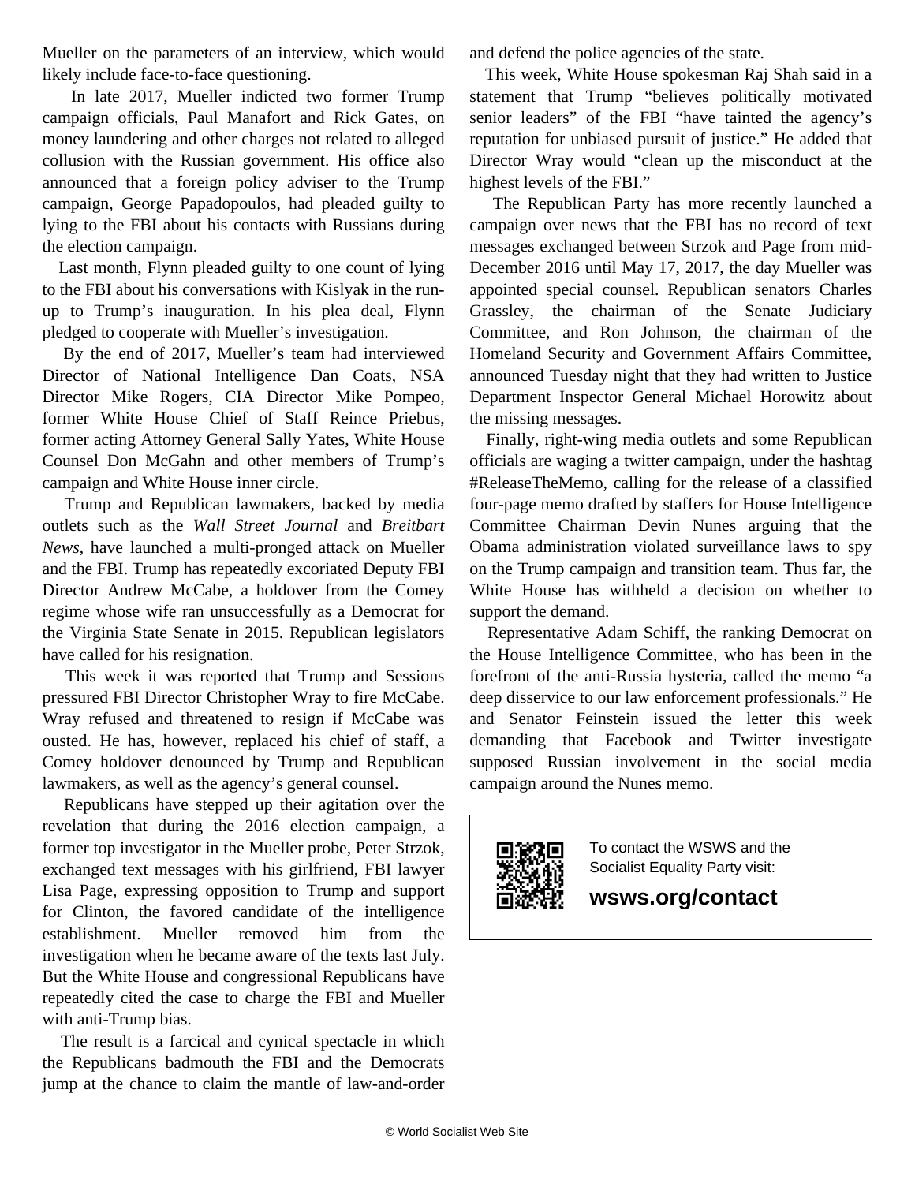Mueller on the parameters of an interview, which would likely include face-to-face questioning.

In late 2017, Mueller indicted two former Trump campaign officials, Paul Manafort and Rick Gates, on money laundering and other charges not related to alleged collusion with the Russian government. His office also announced that a foreign policy adviser to the Trump campaign, George Papadopoulos, had pleaded guilty to lying to the FBI about his contacts with Russians during the election campaign.

Last month, Flynn pleaded guilty to one count of lying to the FBI about his conversations with Kislyak in the run-up to Trump's inauguration. In his plea deal, Flynn pledged to cooperate with Mueller's investigation.

By the end of 2017, Mueller's team had interviewed Director of National Intelligence Dan Coats, NSA Director Mike Rogers, CIA Director Mike Pompeo, former White House Chief of Staff Reince Priebus, former acting Attorney General Sally Yates, White House Counsel Don McGahn and other members of Trump's campaign and White House inner circle.

Trump and Republican lawmakers, backed by media outlets such as the *Wall Street Journal* and *Breitbart News*, have launched a multi-pronged attack on Mueller and the FBI. Trump has repeatedly excoriated Deputy FBI Director Andrew McCabe, a holdover from the Comey regime whose wife ran unsuccessfully as a Democrat for the Virginia State Senate in 2015. Republican legislators have called for his resignation.

This week it was reported that Trump and Sessions pressured FBI Director Christopher Wray to fire McCabe. Wray refused and threatened to resign if McCabe was ousted. He has, however, replaced his chief of staff, a Comey holdover denounced by Trump and Republican lawmakers, as well as the agency's general counsel.

Republicans have stepped up their agitation over the revelation that during the 2016 election campaign, a former top investigator in the Mueller probe, Peter Strzok, exchanged text messages with his girlfriend, FBI lawyer Lisa Page, expressing opposition to Trump and support for Clinton, the favored candidate of the intelligence establishment. Mueller removed him from the investigation when he became aware of the texts last July. But the White House and congressional Republicans have repeatedly cited the case to charge the FBI and Mueller with anti-Trump bias.

The result is a farcical and cynical spectacle in which the Republicans badmouth the FBI and the Democrats jump at the chance to claim the mantle of law-and-order and defend the police agencies of the state.

This week, White House spokesman Raj Shah said in a statement that Trump "believes politically motivated senior leaders" of the FBI "have tainted the agency's reputation for unbiased pursuit of justice." He added that Director Wray would "clean up the misconduct at the highest levels of the FBI."

The Republican Party has more recently launched a campaign over news that the FBI has no record of text messages exchanged between Strzok and Page from mid-December 2016 until May 17, 2017, the day Mueller was appointed special counsel. Republican senators Charles Grassley, the chairman of the Senate Judiciary Committee, and Ron Johnson, the chairman of the Homeland Security and Government Affairs Committee, announced Tuesday night that they had written to Justice Department Inspector General Michael Horowitz about the missing messages.

Finally, right-wing media outlets and some Republican officials are waging a twitter campaign, under the hashtag #ReleaseTheMemo, calling for the release of a classified four-page memo drafted by staffers for House Intelligence Committee Chairman Devin Nunes arguing that the Obama administration violated surveillance laws to spy on the Trump campaign and transition team. Thus far, the White House has withheld a decision on whether to support the demand.

Representative Adam Schiff, the ranking Democrat on the House Intelligence Committee, who has been in the forefront of the anti-Russia hysteria, called the memo "a deep disservice to our law enforcement professionals." He and Senator Feinstein issued the letter this week demanding that Facebook and Twitter investigate supposed Russian involvement in the social media campaign around the Nunes memo.

To contact the WSWS and the Socialist Equality Party visit:

**wsws.org/contact**